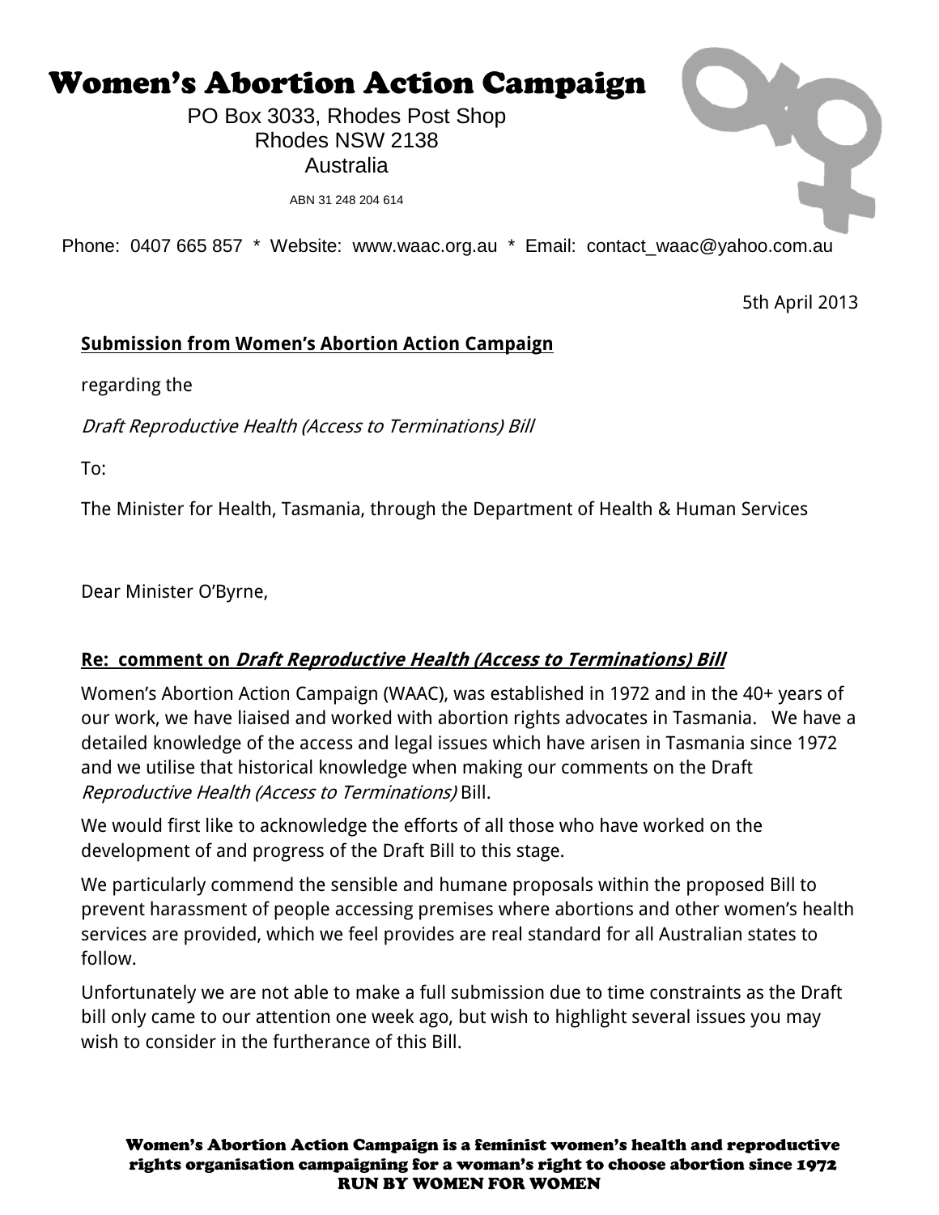# Women's Abortion Action Campaign

PO Box 3033, Rhodes Post Shop
Rhodes NSW 2138
Australia

ABN 31 248 204 614

Phone: 0407 665 857 * Website: www.waac.org.au * Email: contact_waac@yahoo.com.au

5th April 2013

**Submission from Women's Abortion Action Campaign**

regarding the

*Draft Reproductive Health (Access to Terminations) Bill*

To:

The Minister for Health, Tasmania, through the Department of Health & Human Services

Dear Minister O'Byrne,

**Re: comment on *Draft Reproductive Health (Access to Terminations) Bill***

Women's Abortion Action Campaign (WAAC), was established in 1972 and in the 40+ years of our work, we have liaised and worked with abortion rights advocates in Tasmania. We have a detailed knowledge of the access and legal issues which have arisen in Tasmania since 1972 and we utilise that historical knowledge when making our comments on the Draft *Reproductive Health (Access to Terminations)* Bill.

We would first like to acknowledge the efforts of all those who have worked on the development of and progress of the Draft Bill to this stage.

We particularly commend the sensible and humane proposals within the proposed Bill to prevent harassment of people accessing premises where abortions and other women's health services are provided, which we feel provides are real standard for all Australian states to follow.

Unfortunately we are not able to make a full submission due to time constraints as the Draft bill only came to our attention one week ago, but wish to highlight several issues you may wish to consider in the furtherance of this Bill.

Women's Abortion Action Campaign is a feminist women's health and reproductive rights organisation campaigning for a woman's right to choose abortion since 1972
RUN BY WOMEN FOR WOMEN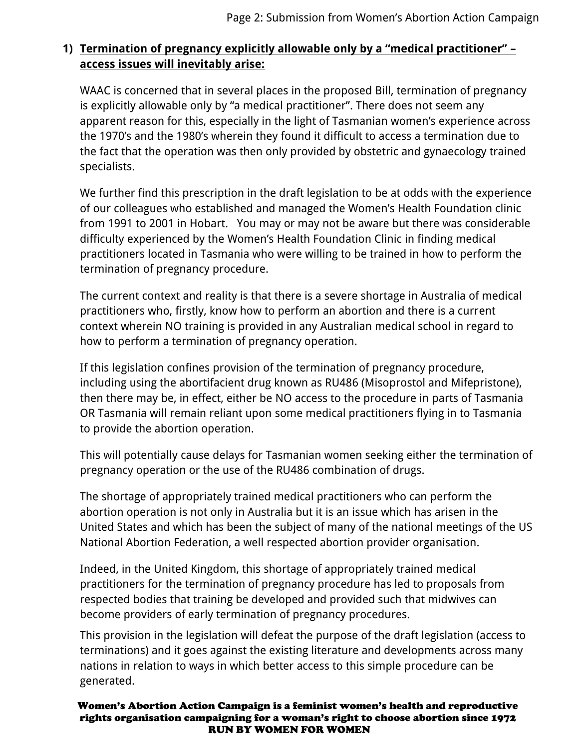1) **Termination of pregnancy explicitly allowable only by a "medical practitioner" – access issues will inevitably arise:**

WAAC is concerned that in several places in the proposed Bill, termination of pregnancy is explicitly allowable only by "a medical practitioner". There does not seem any apparent reason for this, especially in the light of Tasmanian women's experience across the 1970's and the 1980's wherein they found it difficult to access a termination due to the fact that the operation was then only provided by obstetric and gynaecology trained specialists.

We further find this prescription in the draft legislation to be at odds with the experience of our colleagues who established and managed the Women's Health Foundation clinic from 1991 to 2001 in Hobart. You may or may not be aware but there was considerable difficulty experienced by the Women's Health Foundation Clinic in finding medical practitioners located in Tasmania who were willing to be trained in how to perform the termination of pregnancy procedure.

The current context and reality is that there is a severe shortage in Australia of medical practitioners who, firstly, know how to perform an abortion and there is a current context wherein NO training is provided in any Australian medical school in regard to how to perform a termination of pregnancy operation.

If this legislation confines provision of the termination of pregnancy procedure, including using the abortifacient drug known as RU486 (Misoprostol and Mifepristone), then there may be, in effect, either be NO access to the procedure in parts of Tasmania OR Tasmania will remain reliant upon some medical practitioners flying in to Tasmania to provide the abortion operation.

This will potentially cause delays for Tasmanian women seeking either the termination of pregnancy operation or the use of the RU486 combination of drugs.

The shortage of appropriately trained medical practitioners who can perform the abortion operation is not only in Australia but it is an issue which has arisen in the United States and which has been the subject of many of the national meetings of the US National Abortion Federation, a well respected abortion provider organisation.

Indeed, in the United Kingdom, this shortage of appropriately trained medical practitioners for the termination of pregnancy procedure has led to proposals from respected bodies that training be developed and provided such that midwives can become providers of early termination of pregnancy procedures.

This provision in the legislation will defeat the purpose of the draft legislation (access to terminations) and it goes against the existing literature and developments across many nations in relation to ways in which better access to this simple procedure can be generated.

**Women's Abortion Action Campaign is a feminist women's health and reproductive rights organisation campaigning for a woman's right to choose abortion since 1972 RUN BY WOMEN FOR WOMEN**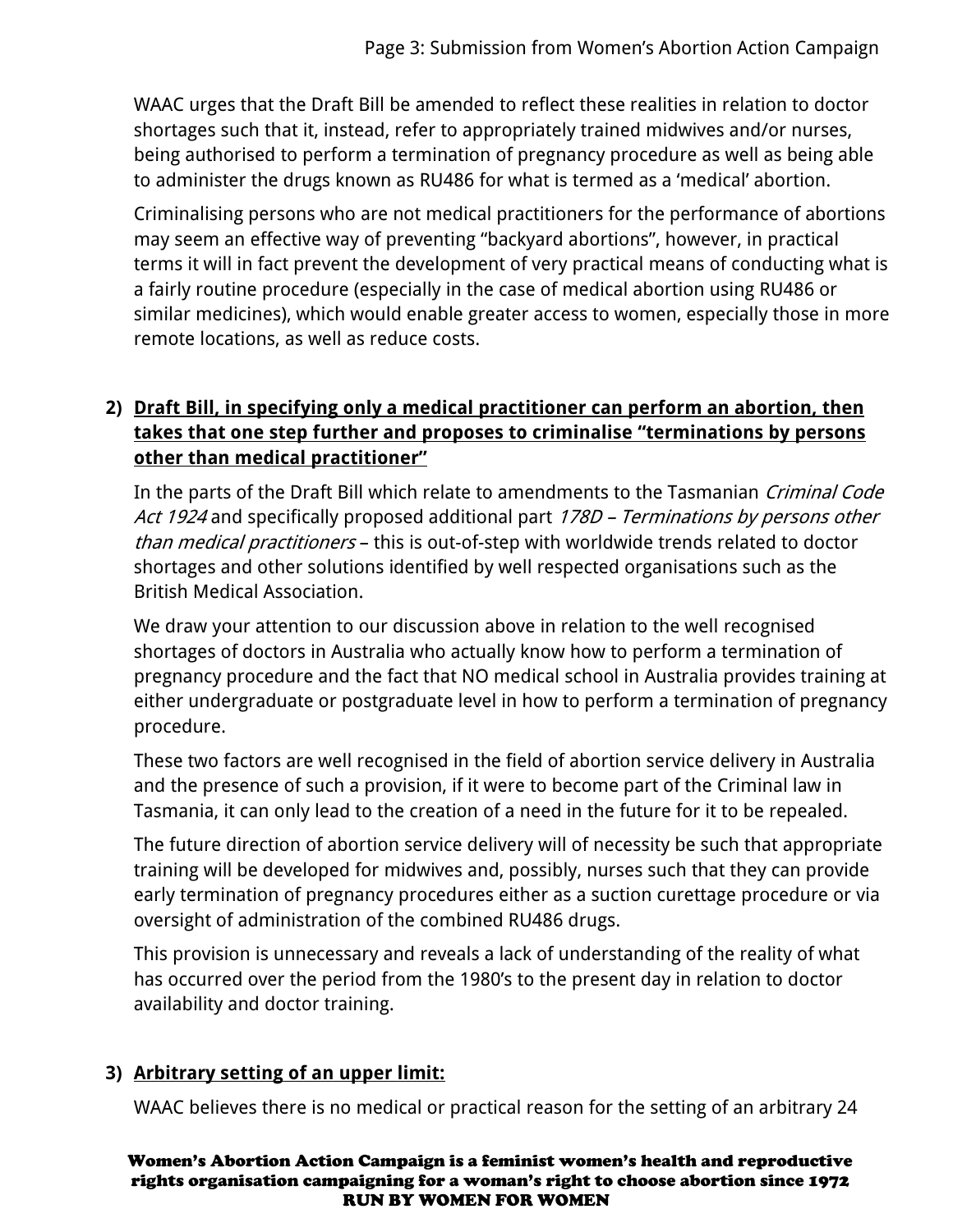WAAC urges that the Draft Bill be amended to reflect these realities in relation to doctor shortages such that it, instead, refer to appropriately trained midwives and/or nurses, being authorised to perform a termination of pregnancy procedure as well as being able to administer the drugs known as RU486 for what is termed as a 'medical' abortion.

Criminalising persons who are not medical practitioners for the performance of abortions may seem an effective way of preventing "backyard abortions", however, in practical terms it will in fact prevent the development of very practical means of conducting what is a fairly routine procedure (especially in the case of medical abortion using RU486 or similar medicines), which would enable greater access to women, especially those in more remote locations, as well as reduce costs.

2) **Draft Bill, in specifying only a medical practitioner can perform an abortion, then takes that one step further and proposes to criminalise "terminations by persons other than medical practitioner"**

In the parts of the Draft Bill which relate to amendments to the Tasmanian *Criminal Code Act 1924* and specifically proposed additional part *178D – Terminations by persons other than medical practitioners* – this is out-of-step with worldwide trends related to doctor shortages and other solutions identified by well respected organisations such as the British Medical Association.

We draw your attention to our discussion above in relation to the well recognised shortages of doctors in Australia who actually know how to perform a termination of pregnancy procedure and the fact that NO medical school in Australia provides training at either undergraduate or postgraduate level in how to perform a termination of pregnancy procedure.

These two factors are well recognised in the field of abortion service delivery in Australia and the presence of such a provision, if it were to become part of the Criminal law in Tasmania, it can only lead to the creation of a need in the future for it to be repealed.

The future direction of abortion service delivery will of necessity be such that appropriate training will be developed for midwives and, possibly, nurses such that they can provide early termination of pregnancy procedures either as a suction curettage procedure or via oversight of administration of the combined RU486 drugs.

This provision is unnecessary and reveals a lack of understanding of the reality of what has occurred over the period from the 1980's to the present day in relation to doctor availability and doctor training.

3) **Arbitrary setting of an upper limit:**

WAAC believes there is no medical or practical reason for the setting of an arbitrary 24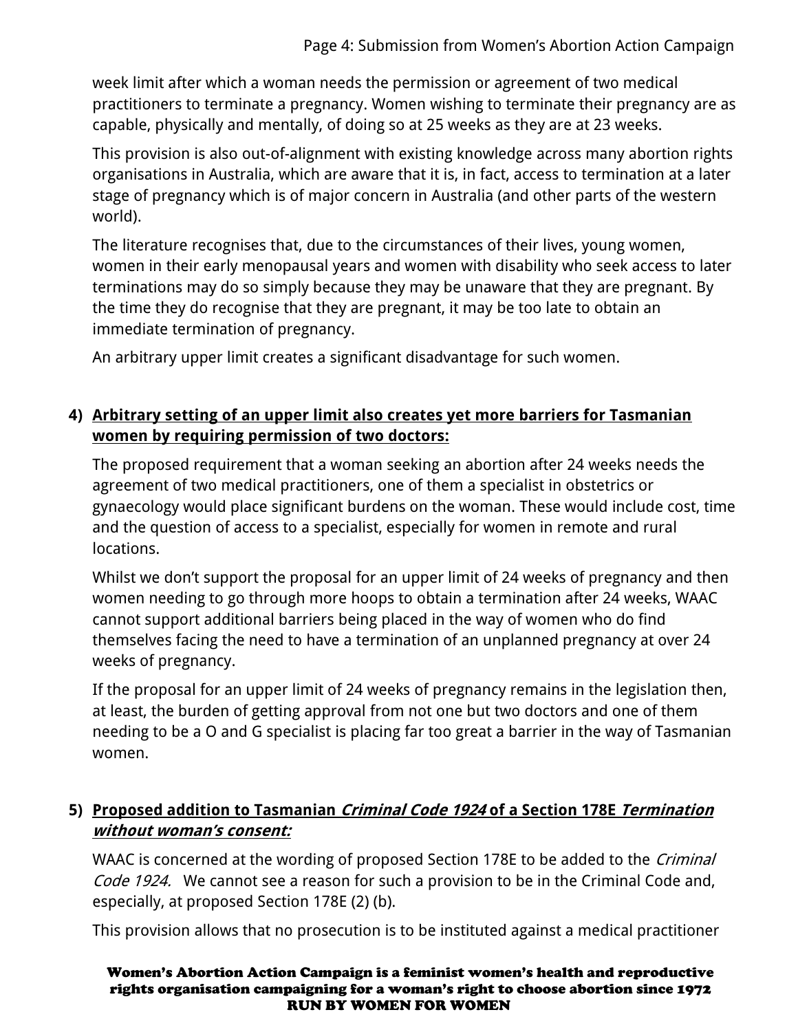week limit after which a woman needs the permission or agreement of two medical practitioners to terminate a pregnancy. Women wishing to terminate their pregnancy are as capable, physically and mentally, of doing so at 25 weeks as they are at 23 weeks.

This provision is also out-of-alignment with existing knowledge across many abortion rights organisations in Australia, which are aware that it is, in fact, access to termination at a later stage of pregnancy which is of major concern in Australia (and other parts of the western world).

The literature recognises that, due to the circumstances of their lives, young women, women in their early menopausal years and women with disability who seek access to later terminations may do so simply because they may be unaware that they are pregnant. By the time they do recognise that they are pregnant, it may be too late to obtain an immediate termination of pregnancy.

An arbitrary upper limit creates a significant disadvantage for such women.

**4) <u>Arbitrary setting of an upper limit also creates yet more barriers for Tasmanian women by requiring permission of two doctors:</u>**

The proposed requirement that a woman seeking an abortion after 24 weeks needs the agreement of two medical practitioners, one of them a specialist in obstetrics or gynaecology would place significant burdens on the woman. These would include cost, time and the question of access to a specialist, especially for women in remote and rural locations.

Whilst we don't support the proposal for an upper limit of 24 weeks of pregnancy and then women needing to go through more hoops to obtain a termination after 24 weeks, WAAC cannot support additional barriers being placed in the way of women who do find themselves facing the need to have a termination of an unplanned pregnancy at over 24 weeks of pregnancy.

If the proposal for an upper limit of 24 weeks of pregnancy remains in the legislation then, at least, the burden of getting approval from not one but two doctors and one of them needing to be a O and G specialist is placing far too great a barrier in the way of Tasmanian women.

**5) <u>Proposed addition to Tasmanian *Criminal Code 1924* of a Section 178E *Termination without woman's consent:*</u>**

WAAC is concerned at the wording of proposed Section 178E to be added to the *Criminal Code 1924.* We cannot see a reason for such a provision to be in the Criminal Code and, especially, at proposed Section 178E (2) (b).

This provision allows that no prosecution is to be instituted against a medical practitioner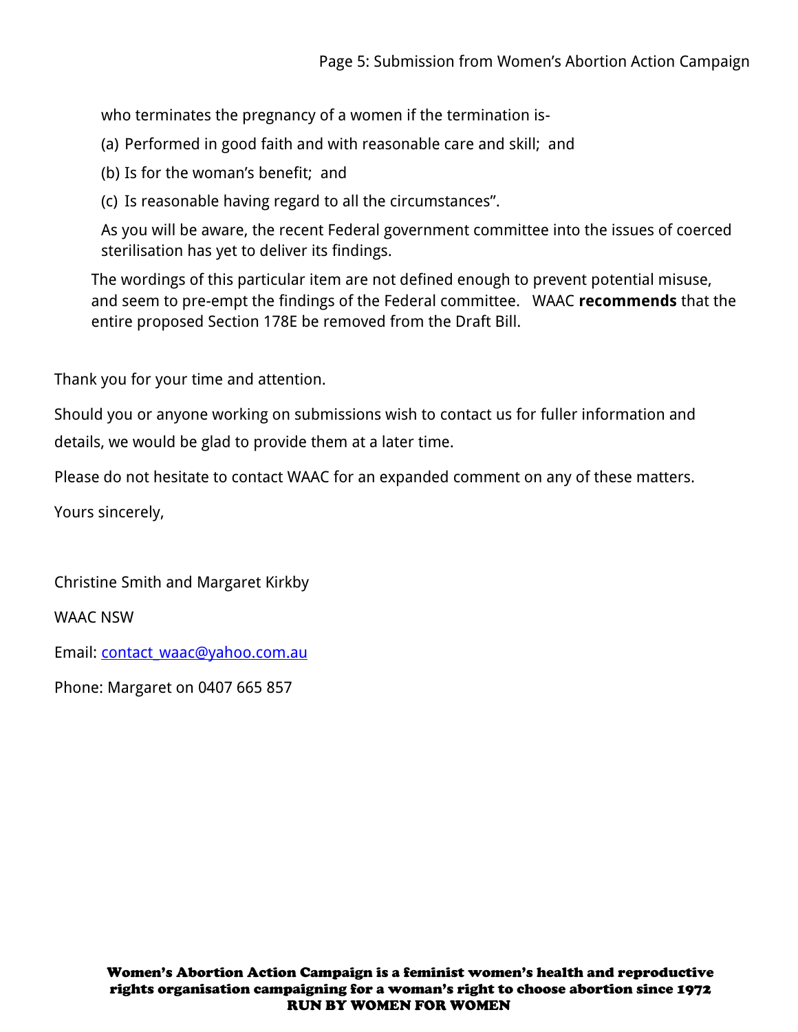who terminates the pregnancy of a women if the termination is-

(a) Performed in good faith and with reasonable care and skill; and

(b) Is for the woman's benefit; and

(c) Is reasonable having regard to all the circumstances".

As you will be aware, the recent Federal government committee into the issues of coerced sterilisation has yet to deliver its findings.

The wordings of this particular item are not defined enough to prevent potential misuse, and seem to pre-empt the findings of the Federal committee. WAAC **recommends** that the entire proposed Section 178E be removed from the Draft Bill.

Thank you for your time and attention.

Should you or anyone working on submissions wish to contact us for fuller information and details, we would be glad to provide them at a later time.

Please do not hesitate to contact WAAC for an expanded comment on any of these matters.

Yours sincerely,

Christine Smith and Margaret Kirkby

WAAC NSW

Email: contact_waac@yahoo.com.au

Phone: Margaret on 0407 665 857

**Women's Abortion Action Campaign is a feminist women's health and reproductive rights organisation campaigning for a woman's right to choose abortion since 1972**
**RUN BY WOMEN FOR WOMEN**